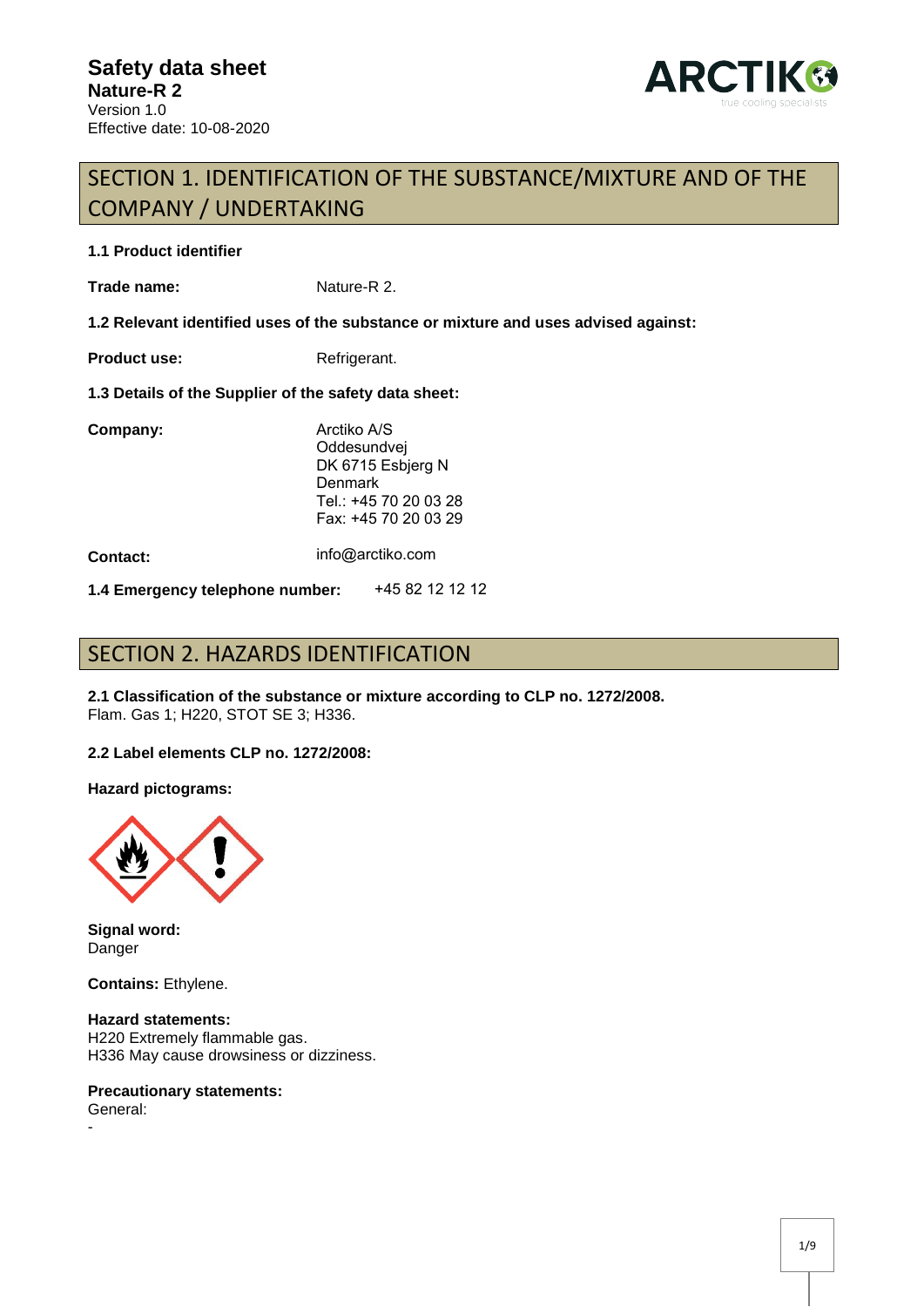**Safety data sheet**
**Nature-R 2**
Version 1.0
Effective date: 10-08-2020

## SECTION 1. IDENTIFICATION OF THE SUBSTANCE/MIXTURE AND OF THE COMPANY / UNDERTAKING

**1.1 Product identifier**

**Trade name:** Nature-R 2.

**1.2 Relevant identified uses of the substance or mixture and uses advised against:**

**Product use:** Refrigerant.

**1.3 Details of the Supplier of the safety data sheet:**

**Company:**
Arctiko A/S
Oddesundvej
DK 6715 Esbjerg N
Denmark
Tel.: +45 70 20 03 28
Fax: +45 70 20 03 29

**Contact:** info@arctiko.com

**1.4 Emergency telephone number:** +45 82 12 12 12

## SECTION 2. HAZARDS IDENTIFICATION

**2.1 Classification of the substance or mixture according to CLP no. 1272/2008.**
Flam. Gas 1; H220, STOT SE 3; H336.

**2.2 Label elements CLP no. 1272/2008:**

**Hazard pictograms:**

**Signal word:**
Danger

**Contains:** Ethylene.

**Hazard statements:**
H220 Extremely flammable gas.
H336 May cause drowsiness or dizziness.

**Precautionary statements:**
General:
-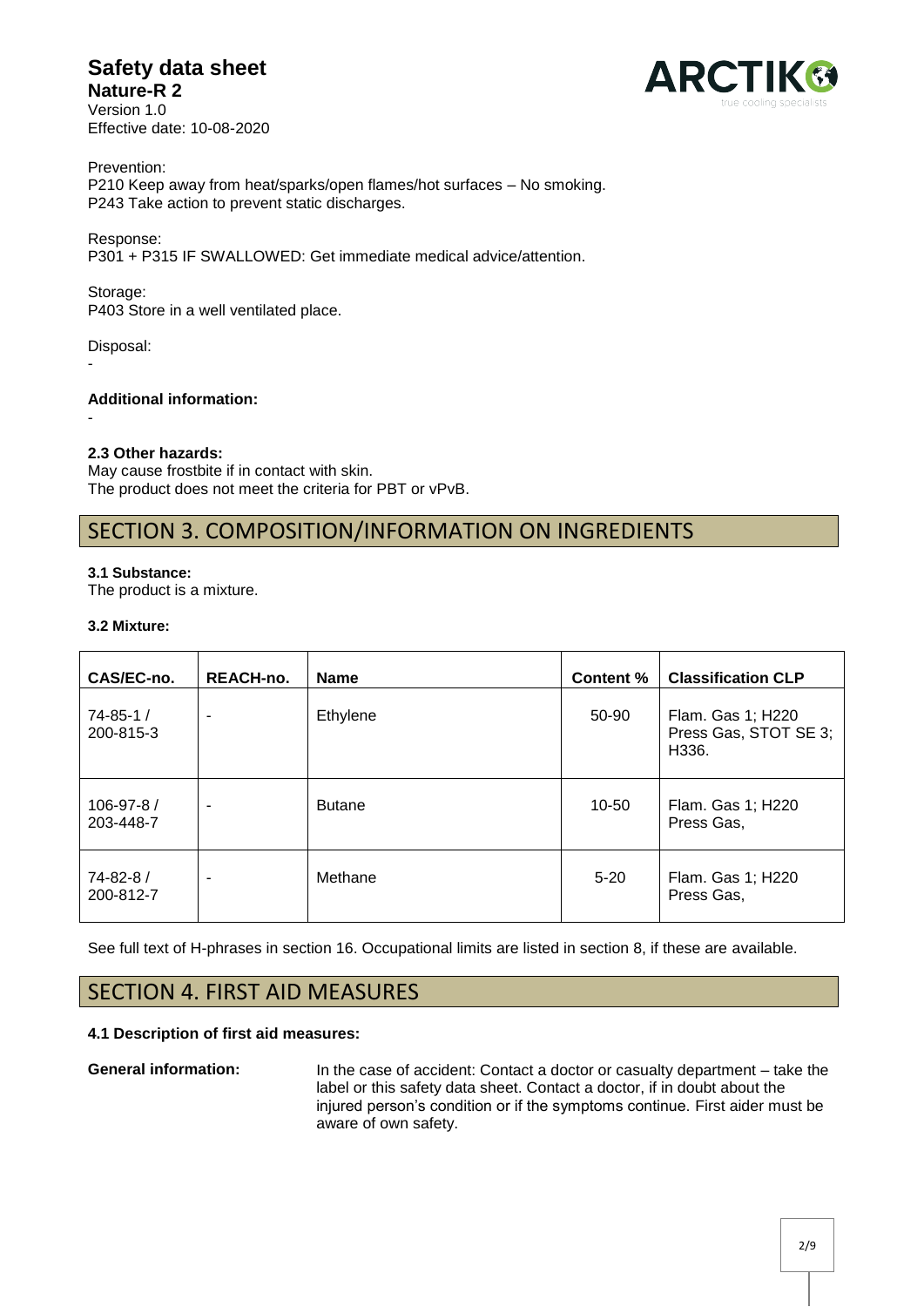Prevention:
P210 Keep away from heat/sparks/open flames/hot surfaces – No smoking.
P243 Take action to prevent static discharges.

Response:
P301 + P315 IF SWALLOWED: Get immediate medical advice/attention.

Storage:
P403 Store in a well ventilated place.

Disposal:
-

**Additional information:**
-

**2.3 Other hazards:**
May cause frostbite if in contact with skin.
The product does not meet the criteria for PBT or vPvB.

## SECTION 3. COMPOSITION/INFORMATION ON INGREDIENTS

**3.1 Substance:**
The product is a mixture.

**3.2 Mixture:**

| CAS/EC-no. | REACH-no. | Name | Content % | Classification CLP |
|---|---|---|---|---|
| 74-85-1 / 200-815-3 | - | Ethylene | 50-90 | Flam. Gas 1; H220 Press Gas, STOT SE 3; H336. |
| 106-97-8 / 203-448-7 | - | Butane | 10-50 | Flam. Gas 1; H220 Press Gas, |
| 74-82-8 / 200-812-7 | - | Methane | 5-20 | Flam. Gas 1; H220 Press Gas, |

See full text of H-phrases in section 16. Occupational limits are listed in section 8, if these are available.

## SECTION 4. FIRST AID MEASURES

**4.1 Description of first aid measures:**

**General information:** In the case of accident: Contact a doctor or casualty department – take the label or this safety data sheet. Contact a doctor, if in doubt about the injured person's condition or if the symptoms continue. First aider must be aware of own safety.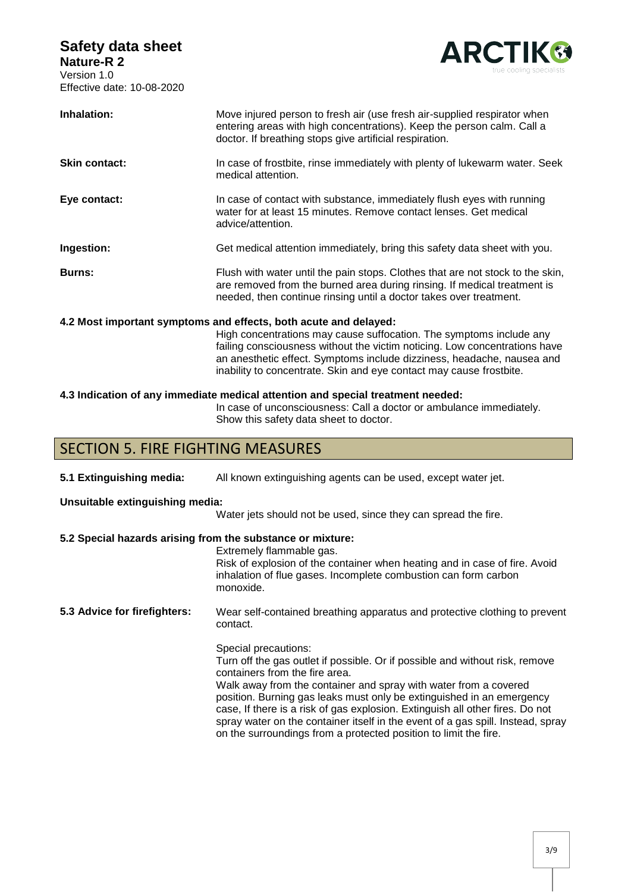**Inhalation:** Move injured person to fresh air (use fresh air-supplied respirator when entering areas with high concentrations). Keep the person calm. Call a doctor. If breathing stops give artificial respiration.

**Skin contact:** In case of frostbite, rinse immediately with plenty of lukewarm water. Seek medical attention.

**Eye contact:** In case of contact with substance, immediately flush eyes with running water for at least 15 minutes. Remove contact lenses. Get medical advice/attention.

**Ingestion:** Get medical attention immediately, bring this safety data sheet with you.

**Burns:** Flush with water until the pain stops. Clothes that are not stock to the skin, are removed from the burned area during rinsing. If medical treatment is needed, then continue rinsing until a doctor takes over treatment.

**4.2 Most important symptoms and effects, both acute and delayed:**

High concentrations may cause suffocation. The symptoms include any failing consciousness without the victim noticing. Low concentrations have an anesthetic effect. Symptoms include dizziness, headache, nausea and inability to concentrate. Skin and eye contact may cause frostbite.

**4.3 Indication of any immediate medical attention and special treatment needed:**

In case of unconsciousness: Call a doctor or ambulance immediately. Show this safety data sheet to doctor.

## SECTION 5. FIRE FIGHTING MEASURES

**5.1 Extinguishing media:** All known extinguishing agents can be used, except water jet.

**Unsuitable extinguishing media:**

Water jets should not be used, since they can spread the fire.

**5.2 Special hazards arising from the substance or mixture:**

Extremely flammable gas.
Risk of explosion of the container when heating and in case of fire. Avoid inhalation of flue gases. Incomplete combustion can form carbon monoxide.

**5.3 Advice for firefighters:** Wear self-contained breathing apparatus and protective clothing to prevent contact.

Special precautions:
Turn off the gas outlet if possible. Or if possible and without risk, remove containers from the fire area.
Walk away from the container and spray with water from a covered position. Burning gas leaks must only be extinguished in an emergency case, If there is a risk of gas explosion. Extinguish all other fires. Do not spray water on the container itself in the event of a gas spill. Instead, spray on the surroundings from a protected position to limit the fire.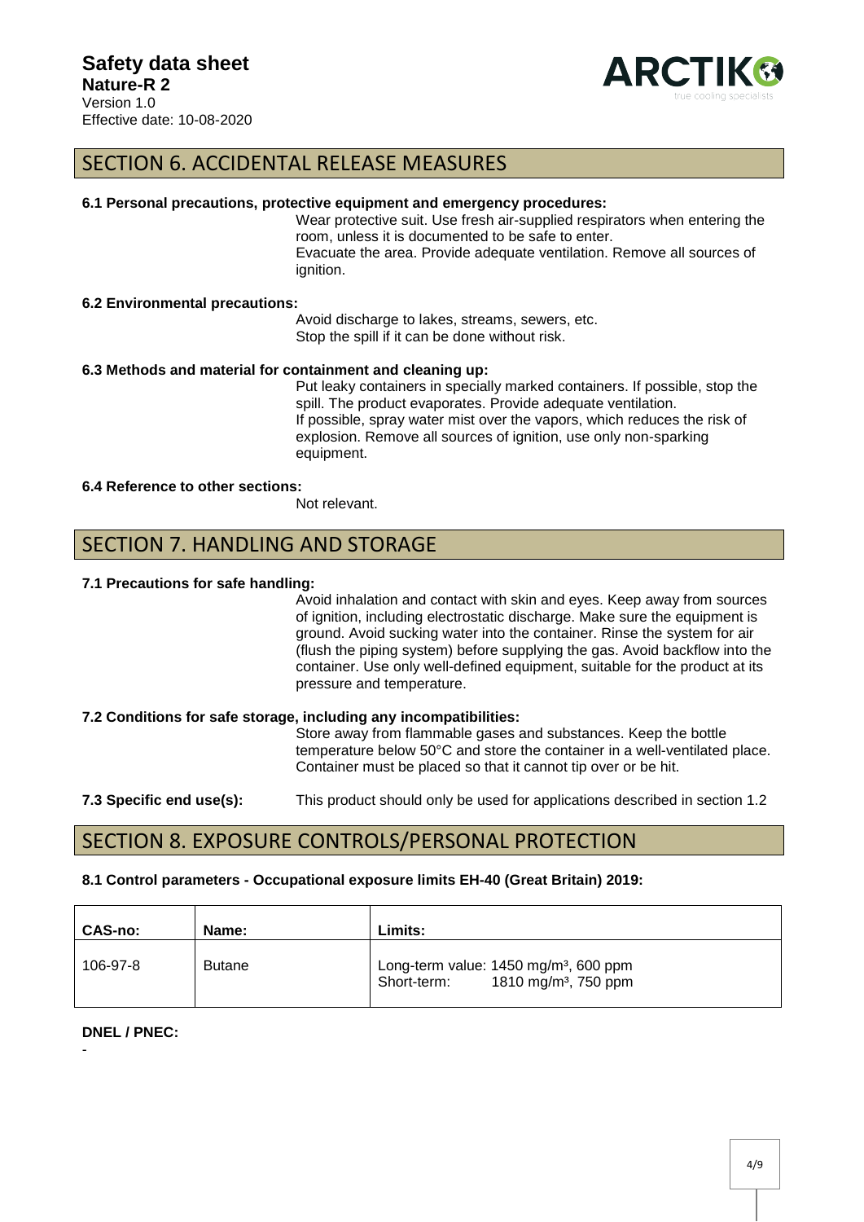## SECTION 6. ACCIDENTAL RELEASE MEASURES

**6.1 Personal precautions, protective equipment and emergency procedures:**

Wear protective suit. Use fresh air-supplied respirators when entering the room, unless it is documented to be safe to enter.
Evacuate the area. Provide adequate ventilation. Remove all sources of ignition.

**6.2 Environmental precautions:**

Avoid discharge to lakes, streams, sewers, etc.
Stop the spill if it can be done without risk.

**6.3 Methods and material for containment and cleaning up:**

Put leaky containers in specially marked containers. If possible, stop the spill. The product evaporates. Provide adequate ventilation.
If possible, spray water mist over the vapors, which reduces the risk of explosion. Remove all sources of ignition, use only non-sparking equipment.

**6.4 Reference to other sections:**

Not relevant.

## SECTION 7. HANDLING AND STORAGE

**7.1 Precautions for safe handling:**

Avoid inhalation and contact with skin and eyes. Keep away from sources of ignition, including electrostatic discharge. Make sure the equipment is ground. Avoid sucking water into the container. Rinse the system for air (flush the piping system) before supplying the gas. Avoid backflow into the container. Use only well-defined equipment, suitable for the product at its pressure and temperature.

**7.2 Conditions for safe storage, including any incompatibilities:**

Store away from flammable gases and substances. Keep the bottle temperature below 50°C and store the container in a well-ventilated place. Container must be placed so that it cannot tip over or be hit.

**7.3 Specific end use(s):** This product should only be used for applications described in section 1.2

## SECTION 8. EXPOSURE CONTROLS/PERSONAL PROTECTION

**8.1 Control parameters - Occupational exposure limits EH-40 (Great Britain) 2019:**

| CAS-no: | Name: | Limits: |
|---|---|---|
| 106-97-8 | Butane | Long-term value: 1450 mg/m³, 600 ppm<br>Short-term: 1810 mg/m³, 750 ppm |

**DNEL / PNEC:**

-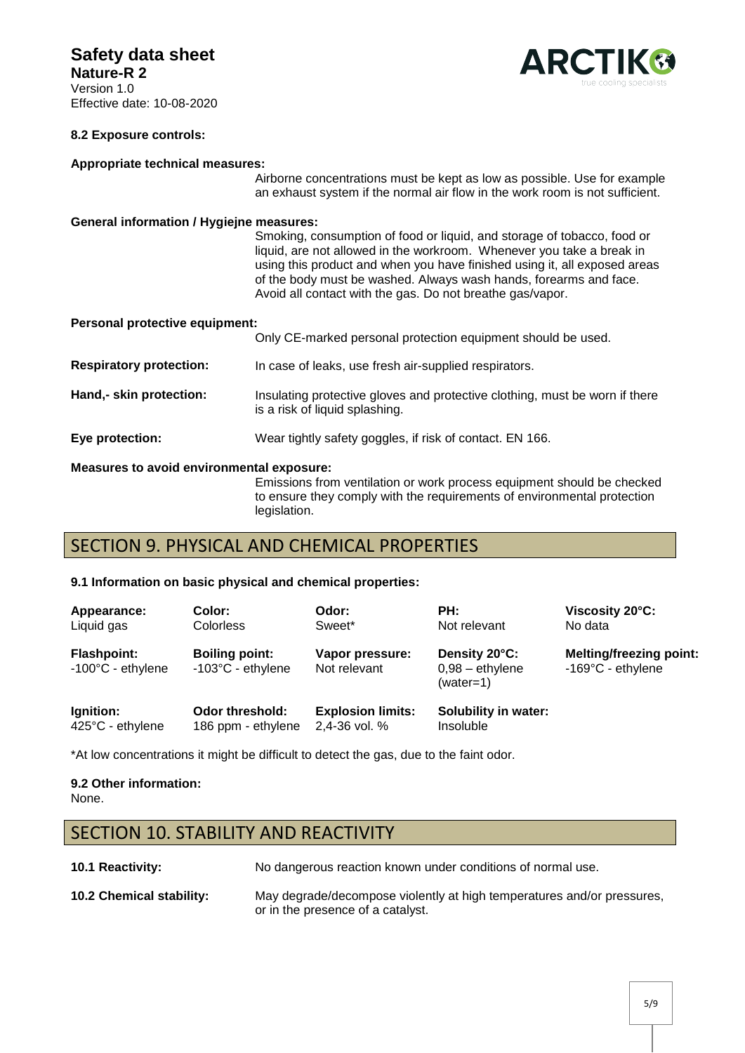#### 8.2 Exposure controls:

**Appropriate technical measures:**

Airborne concentrations must be kept as low as possible. Use for example an exhaust system if the normal air flow in the work room is not sufficient.

**General information / Hygiejne measures:**

Smoking, consumption of food or liquid, and storage of tobacco, food or liquid, are not allowed in the workroom. Whenever you take a break in using this product and when you have finished using it, all exposed areas of the body must be washed. Always wash hands, forearms and face. Avoid all contact with the gas. Do not breathe gas/vapor.

**Personal protective equipment:**

Only CE-marked personal protection equipment should be used.

**Respiratory protection:** In case of leaks, use fresh air-supplied respirators.

**Hand,- skin protection:** Insulating protective gloves and protective clothing, must be worn if there is a risk of liquid splashing.

**Eye protection:** Wear tightly safety goggles, if risk of contact. EN 166.

**Measures to avoid environmental exposure:**

Emissions from ventilation or work process equipment should be checked to ensure they comply with the requirements of environmental protection legislation.

## SECTION 9. PHYSICAL AND CHEMICAL PROPERTIES

#### 9.1 Information on basic physical and chemical properties:

| Appearance: | Color: | Odor: | PH: | Viscosity 20°C: |
|---|---|---|---|---|
| Liquid gas | Colorless | Sweet* | Not relevant | No data |
| **Flashpoint:** | **Boiling point:** | **Vapor pressure:** | **Density 20°C:** | **Melting/freezing point:** |
| -100°C - ethylene | -103°C - ethylene | Not relevant | 0,98 – ethylene (water=1) | -169°C - ethylene |
| **Ignition:** | **Odor threshold:** | **Explosion limits:** | **Solubility in water:** | |
| 425°C - ethylene | 186 ppm - ethylene | 2,4-36 vol. % | Insoluble | |

*At low concentrations it might be difficult to detect the gas, due to the faint odor.

#### 9.2 Other information:

None.

## SECTION 10. STABILITY AND REACTIVITY

**10.1 Reactivity:** No dangerous reaction known under conditions of normal use.

**10.2 Chemical stability:** May degrade/decompose violently at high temperatures and/or pressures, or in the presence of a catalyst.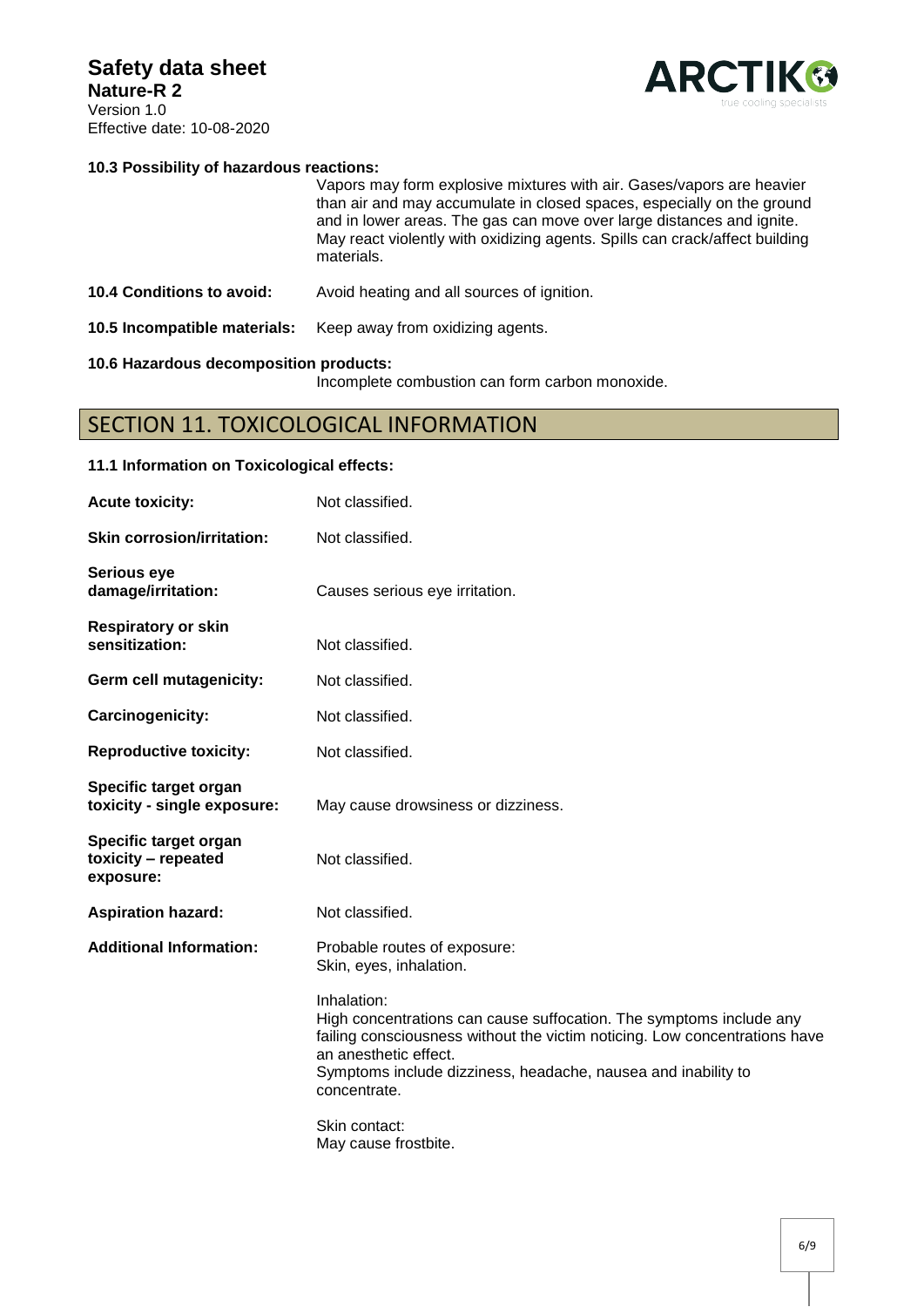**10.3 Possibility of hazardous reactions:**

Vapors may form explosive mixtures with air. Gases/vapors are heavier than air and may accumulate in closed spaces, especially on the ground and in lower areas. The gas can move over large distances and ignite. May react violently with oxidizing agents. Spills can crack/affect building materials.

**10.4 Conditions to avoid:** Avoid heating and all sources of ignition.

**10.5 Incompatible materials:** Keep away from oxidizing agents.

**10.6 Hazardous decomposition products:**

Incomplete combustion can form carbon monoxide.

## SECTION 11. TOXICOLOGICAL INFORMATION

**11.1 Information on Toxicological effects:**

**Acute toxicity:** Not classified.

**Skin corrosion/irritation:** Not classified.

**Serious eye damage/irritation:** Causes serious eye irritation.

**Respiratory or skin sensitization:** Not classified.

**Germ cell mutagenicity:** Not classified.

**Carcinogenicity:** Not classified.

**Reproductive toxicity:** Not classified.

**Specific target organ toxicity - single exposure:** May cause drowsiness or dizziness.

**Specific target organ toxicity – repeated exposure:** Not classified.

**Aspiration hazard:** Not classified.

**Additional Information:** Probable routes of exposure:
Skin, eyes, inhalation.

Inhalation:
High concentrations can cause suffocation. The symptoms include any failing consciousness without the victim noticing. Low concentrations have an anesthetic effect.
Symptoms include dizziness, headache, nausea and inability to concentrate.

Skin contact:
May cause frostbite.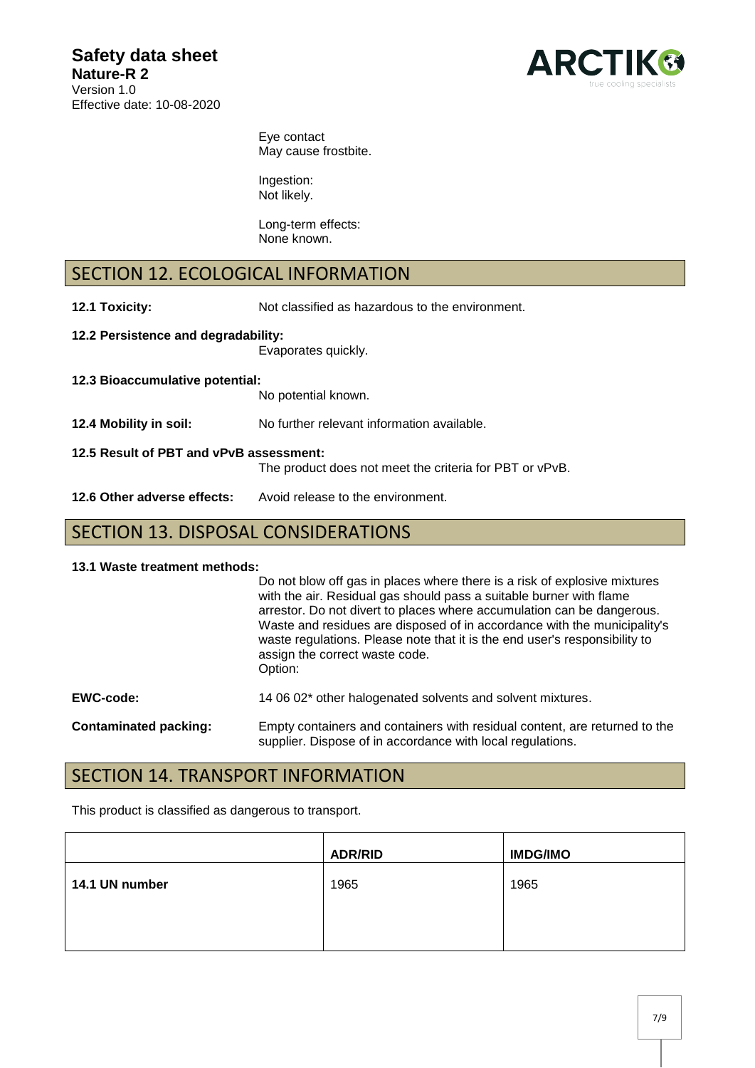Eye contact
May cause frostbite.

Ingestion:
Not likely.

Long-term effects:
None known.

## SECTION 12. ECOLOGICAL INFORMATION

**12.1 Toxicity:** Not classified as hazardous to the environment.

**12.2 Persistence and degradability:**
Evaporates quickly.

**12.3 Bioaccumulative potential:**
No potential known.

**12.4 Mobility in soil:** No further relevant information available.

**12.5 Result of PBT and vPvB assessment:**
The product does not meet the criteria for PBT or vPvB.

**12.6 Other adverse effects:** Avoid release to the environment.

## SECTION 13. DISPOSAL CONSIDERATIONS

**13.1 Waste treatment methods:**
Do not blow off gas in places where there is a risk of explosive mixtures with the air. Residual gas should pass a suitable burner with flame arrestor. Do not divert to places where accumulation can be dangerous. Waste and residues are disposed of in accordance with the municipality's waste regulations. Please note that it is the end user's responsibility to assign the correct waste code.
Option:

**EWC-code:** 14 06 02* other halogenated solvents and solvent mixtures.

**Contaminated packing:** Empty containers and containers with residual content, are returned to the supplier. Dispose of in accordance with local regulations.

## SECTION 14. TRANSPORT INFORMATION

This product is classified as dangerous to transport.

| | ADR/RID | IMDG/IMO |
|---|---|---|
| **14.1 UN number** | 1965 | 1965 |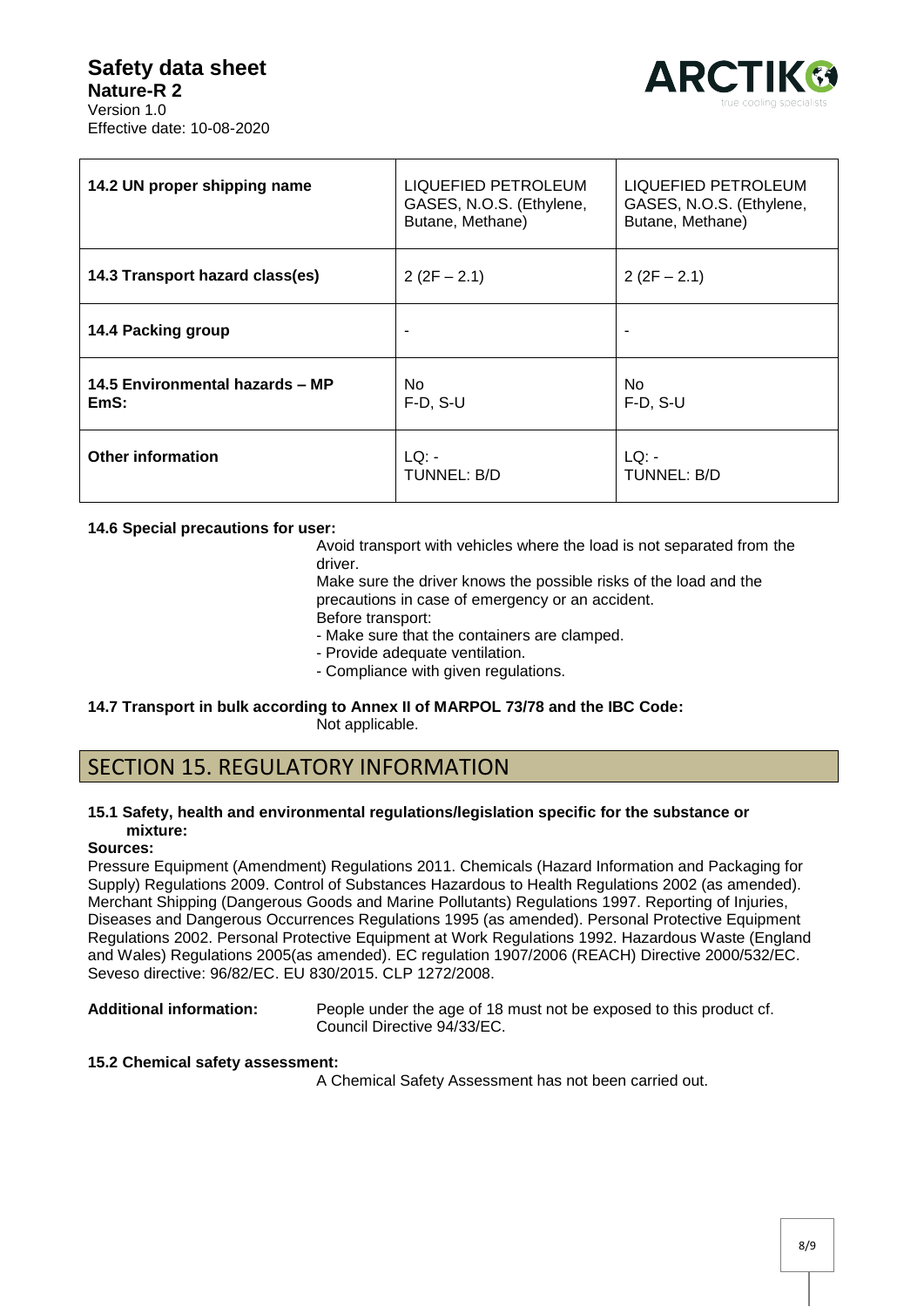| 14.2 UN proper shipping name | LIQUEFIED PETROLEUM GASES, N.O.S. (Ethylene, Butane, Methane) | LIQUEFIED PETROLEUM GASES, N.O.S. (Ethylene, Butane, Methane) |
|---|---|---|
| 14.3 Transport hazard class(es) | 2 (2F – 2.1) | 2 (2F – 2.1) |
| 14.4 Packing group | - | - |
| 14.5 Environmental hazards – MP EmS: | No<br>F-D, S-U | No<br>F-D, S-U |
| Other information | LQ: -<br>TUNNEL: B/D | LQ: -<br>TUNNEL: B/D |

**14.6 Special precautions for user:**

Avoid transport with vehicles where the load is not separated from the driver.
Make sure the driver knows the possible risks of the load and the precautions in case of emergency or an accident.
Before transport:
- Make sure that the containers are clamped.
- Provide adequate ventilation.
- Compliance with given regulations.

**14.7 Transport in bulk according to Annex II of MARPOL 73/78 and the IBC Code:**

Not applicable.

## SECTION 15. REGULATORY INFORMATION

**15.1 Safety, health and environmental regulations/legislation specific for the substance or mixture:**

**Sources:**

Pressure Equipment (Amendment) Regulations 2011. Chemicals (Hazard Information and Packaging for Supply) Regulations 2009. Control of Substances Hazardous to Health Regulations 2002 (as amended). Merchant Shipping (Dangerous Goods and Marine Pollutants) Regulations 1997. Reporting of Injuries, Diseases and Dangerous Occurrences Regulations 1995 (as amended). Personal Protective Equipment Regulations 2002. Personal Protective Equipment at Work Regulations 1992. Hazardous Waste (England and Wales) Regulations 2005(as amended). EC regulation 1907/2006 (REACH) Directive 2000/532/EC. Seveso directive: 96/82/EC. EU 830/2015. CLP 1272/2008.

**Additional information:** People under the age of 18 must not be exposed to this product cf. Council Directive 94/33/EC.

**15.2 Chemical safety assessment:**

A Chemical Safety Assessment has not been carried out.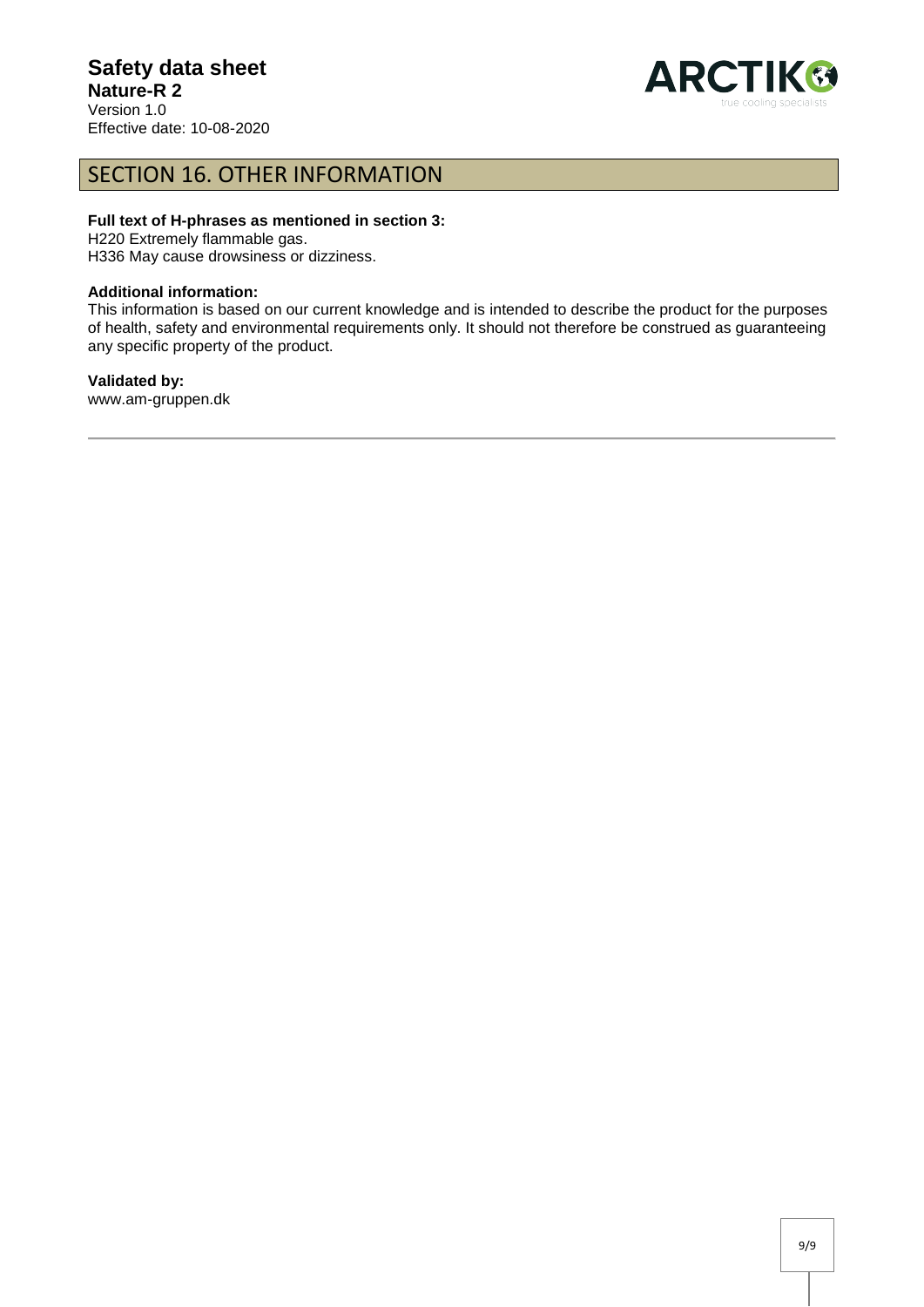## SECTION 16. OTHER INFORMATION

**Full text of H-phrases as mentioned in section 3:**
H220 Extremely flammable gas.
H336 May cause drowsiness or dizziness.

**Additional information:**
This information is based on our current knowledge and is intended to describe the product for the purposes of health, safety and environmental requirements only. It should not therefore be construed as guaranteeing any specific property of the product.

**Validated by:**
www.am-gruppen.dk

---